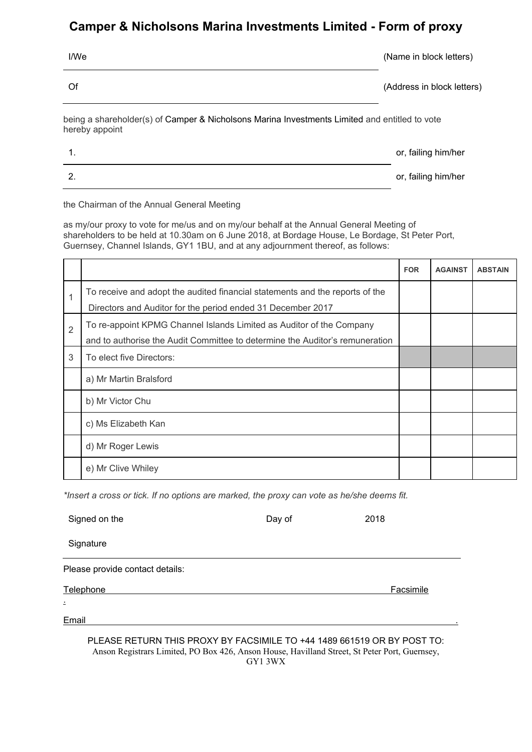# Camper & Nicholsons Marina Investments Limited - Form of proxy

I/We \_\_\_\_\_\_\_\_\_\_\_\_\_\_\_\_\_\_\_\_\_\_\_\_\_\_\_\_\_\_\_\_\_\_\_\_\_\_\_\_ (Name in block letters)

Of \_\_\_\_\_\_\_\_\_\_\_\_\_\_\_\_\_\_\_\_\_\_\_\_\_\_\_\_\_\_\_\_\_\_\_\_\_\_\_\_ (Address in block letters)

being a shareholder(s) of Camper & Nicholsons Marina Investments Limited and entitled to vote hereby appoint

1. \_\_\_\_\_\_\_\_\_\_\_\_\_\_\_\_\_\_\_\_\_\_\_\_\_\_\_\_\_\_\_\_\_\_\_\_\_\_\_\_ or, failing him/her

2. \_\_\_\_\_\_\_\_\_\_\_\_\_\_\_\_\_\_\_\_\_\_\_\_\_\_\_\_\_\_\_\_\_\_\_\_\_\_\_\_ or, failing him/her

the Chairman of the Annual General Meeting

as my/our proxy to vote for me/us and on my/our behalf at the Annual General Meeting of shareholders to be held at 10.30am on 6 June 2018, at Bordage House, Le Bordage, St Peter Port, Guernsey, Channel Islands, GY1 1BU, and at any adjournment thereof, as follows:

| | | FOR | AGAINST | ABSTAIN |
|---|---|---|---|---|
| 1 | To receive and adopt the audited financial statements and the reports of the Directors and Auditor for the period ended 31 December 2017 | | | |
| 2 | To re-appoint KPMG Channel Islands Limited as Auditor of the Company and to authorise the Audit Committee to determine the Auditor's remuneration | | | |
| 3 | To elect five Directors: | | | |
| | a) Mr Martin Bralsford | | | |
| | b) Mr Victor Chu | | | |
| | c) Ms Elizabeth Kan | | | |
| | d) Mr Roger Lewis | | | |
| | e) Mr Clive Whiley | | | |

*\*Insert a cross or tick. If no options are marked, the proxy can vote as he/she deems fit.*

Signed on the \_\_\_\_\_\_\_\_ Day of \_\_\_\_\_\_\_\_ 2018

Signature \_\_\_\_\_\_\_\_\_\_\_\_\_\_\_\_\_\_\_\_\_\_\_\_\_\_\_\_\_\_\_\_\_\_\_\_\_\_\_\_

Please provide contact details:

Telephone \_\_\_\_\_\_\_\_\_\_\_\_\_\_\_\_\_\_\_\_\_\_\_\_ Facsimile \_\_\_\_\_\_\_\_\_\_\_\_\_\_\_\_\_\_\_\_\_\_\_\_.

Email \_\_\_\_\_\_\_\_\_\_\_\_\_\_\_\_\_\_\_\_\_\_\_\_\_\_\_\_\_\_\_\_\_\_\_\_\_\_\_\_.

PLEASE RETURN THIS PROXY BY FACSIMILE TO +44 1489 661519 OR BY POST TO:
Anson Registrars Limited, PO Box 426, Anson House, Havilland Street, St Peter Port, Guernsey, GY1 3WX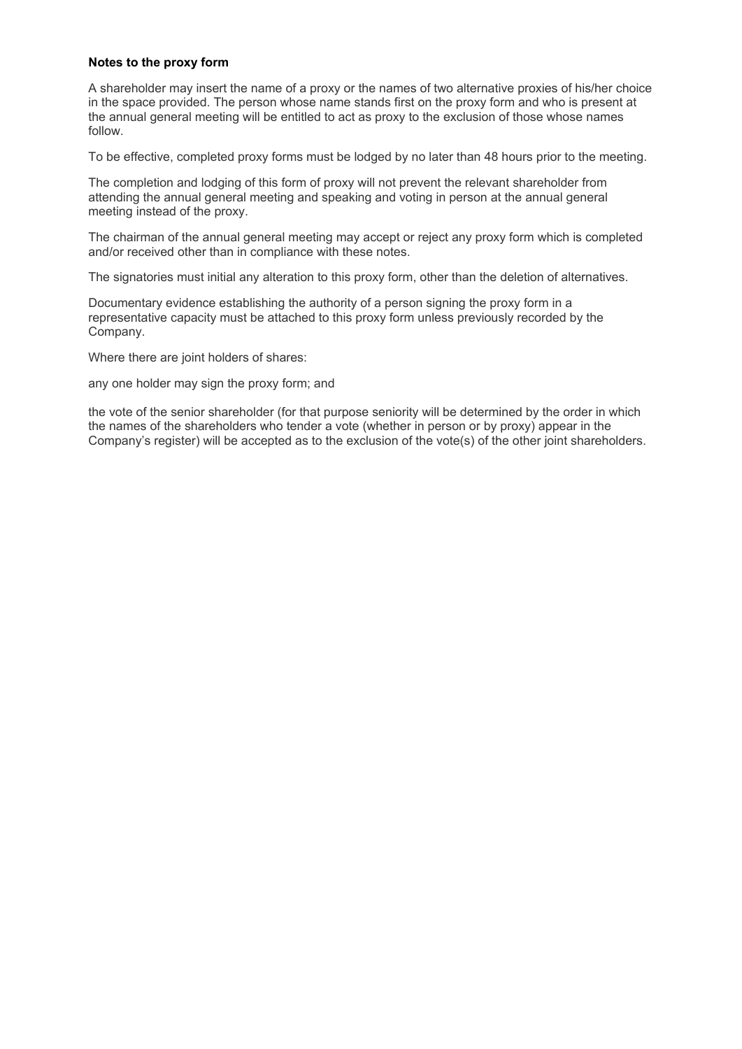**Notes to the proxy form**

A shareholder may insert the name of a proxy or the names of two alternative proxies of his/her choice in the space provided. The person whose name stands first on the proxy form and who is present at the annual general meeting will be entitled to act as proxy to the exclusion of those whose names follow.

To be effective, completed proxy forms must be lodged by no later than 48 hours prior to the meeting.

The completion and lodging of this form of proxy will not prevent the relevant shareholder from attending the annual general meeting and speaking and voting in person at the annual general meeting instead of the proxy.

The chairman of the annual general meeting may accept or reject any proxy form which is completed and/or received other than in compliance with these notes.

The signatories must initial any alteration to this proxy form, other than the deletion of alternatives.

Documentary evidence establishing the authority of a person signing the proxy form in a representative capacity must be attached to this proxy form unless previously recorded by the Company.

Where there are joint holders of shares:

any one holder may sign the proxy form; and

the vote of the senior shareholder (for that purpose seniority will be determined by the order in which the names of the shareholders who tender a vote (whether in person or by proxy) appear in the Company's register) will be accepted as to the exclusion of the vote(s) of the other joint shareholders.